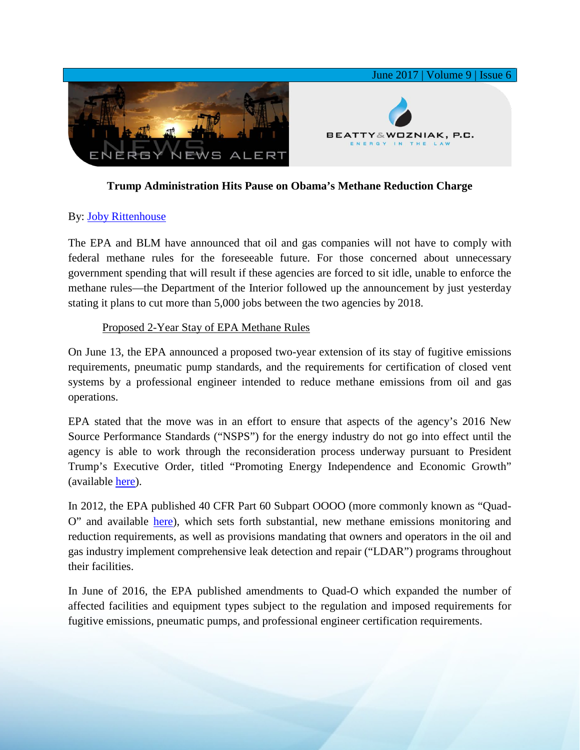# Trump Administration Hits Pause on Obama's Methane Reduction Charge

By: Joby Rittenhouse

The EPA and BLM have announced that oil and gas companies will not have to comply with federal methane rules for the foreseeable future. For those concerned about unnecessary government spending that will result if these agencies are forced to sit idle, unable to enforce the methane rules—the Department of the Interior followed up the announcement by just yesterday stating it plans to cut more than 5,000 jobs between the two agencies by 2018.

## Proposed 2-Year Stay of EPA Methane Rules

On June 13, the EPA announced a proposed two-year extension of its stay of fugitive emissions requirements, pneumatic pump standards, and the requirements for certification of closed vent systems by a professional engineer intended to reduce methane emissions from oil and gas operations.

EPA stated that the move was in an effort to ensure that aspects of the agency's 2016 New Source Performance Standards ("NSPS") for the energy industry do not go into effect until the agency is able to work through the reconsideration process underway pursuant to President Trump's Executive Order, titled "Promoting Energy Independence and Economic Growth" (available here).

In 2012, the EPA published 40 CFR Part 60 Subpart OOOO (more commonly known as "Quad-O" and available here), which sets forth substantial, new methane emissions monitoring and reduction requirements, as well as provisions mandating that owners and operators in the oil and gas industry implement comprehensive leak detection and repair ("LDAR") programs throughout their facilities.

In June of 2016, the EPA published amendments to Quad-O which expanded the number of affected facilities and equipment types subject to the regulation and imposed requirements for fugitive emissions, pneumatic pumps, and professional engineer certification requirements.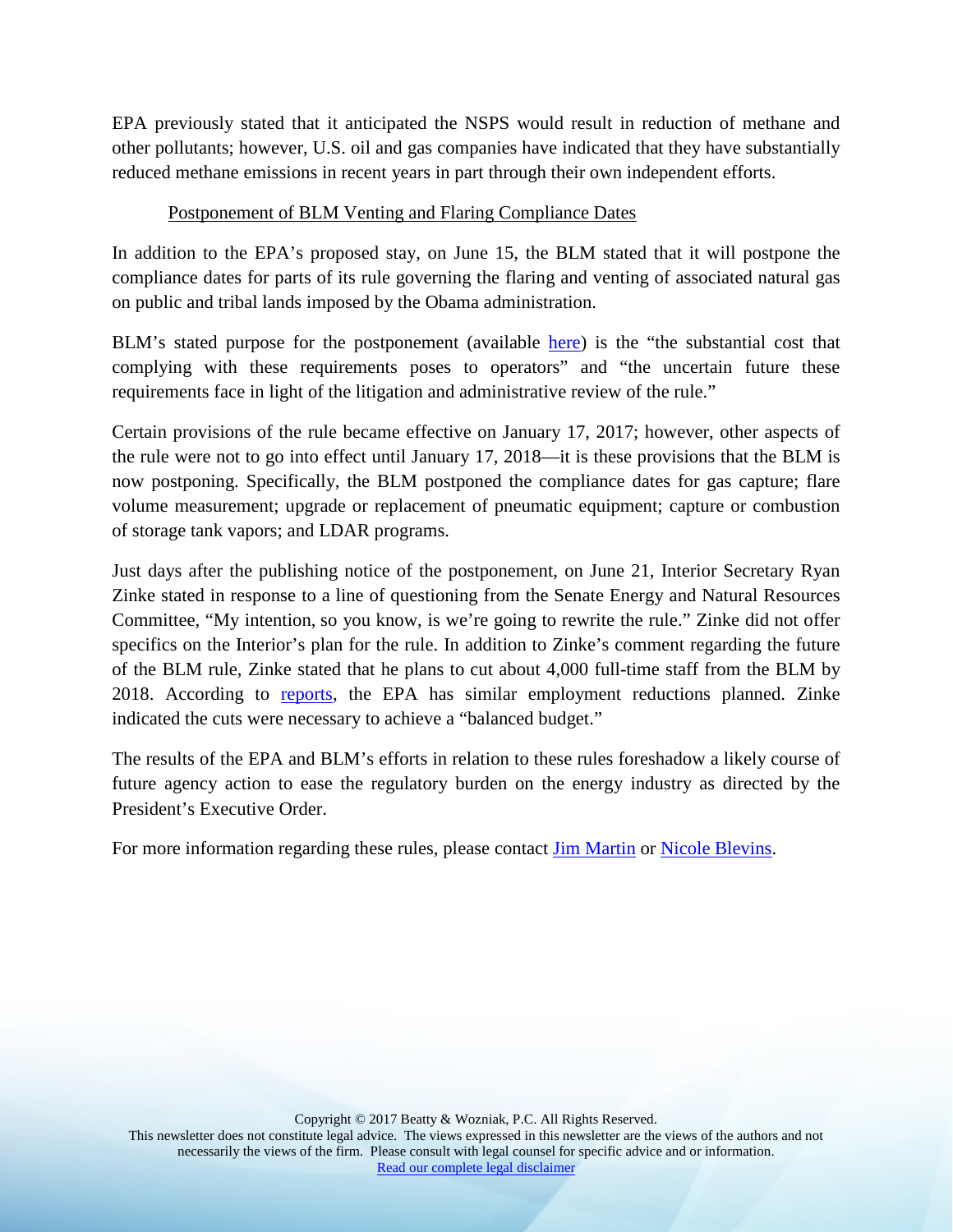EPA previously stated that it anticipated the NSPS would result in reduction of methane and other pollutants; however, U.S. oil and gas companies have indicated that they have substantially reduced methane emissions in recent years in part through their own independent efforts.

## Postponement of BLM Venting and Flaring Compliance Dates

In addition to the EPA's proposed stay, on June 15, the BLM stated that it will postpone the compliance dates for parts of its rule governing the flaring and venting of associated natural gas on public and tribal lands imposed by the Obama administration.

BLM's stated purpose for the postponement (available here) is the "the substantial cost that complying with these requirements poses to operators" and "the uncertain future these requirements face in light of the litigation and administrative review of the rule."

Certain provisions of the rule became effective on January 17, 2017; however, other aspects of the rule were not to go into effect until January 17, 2018—it is these provisions that the BLM is now postponing. Specifically, the BLM postponed the compliance dates for gas capture; flare volume measurement; upgrade or replacement of pneumatic equipment; capture or combustion of storage tank vapors; and LDAR programs.

Just days after the publishing notice of the postponement, on June 21, Interior Secretary Ryan Zinke stated in response to a line of questioning from the Senate Energy and Natural Resources Committee, "My intention, so you know, is we're going to rewrite the rule." Zinke did not offer specifics on the Interior's plan for the rule. In addition to Zinke's comment regarding the future of the BLM rule, Zinke stated that he plans to cut about 4,000 full-time staff from the BLM by 2018. According to reports, the EPA has similar employment reductions planned. Zinke indicated the cuts were necessary to achieve a "balanced budget."

The results of the EPA and BLM's efforts in relation to these rules foreshadow a likely course of future agency action to ease the regulatory burden on the energy industry as directed by the President's Executive Order.

For more information regarding these rules, please contact Jim Martin or Nicole Blevins.

Copyright © 2017 Beatty & Wozniak, P.C. All Rights Reserved.
This newsletter does not constitute legal advice. The views expressed in this newsletter are the views of the authors and not necessarily the views of the firm. Please consult with legal counsel for specific advice and or information.
Read our complete legal disclaimer